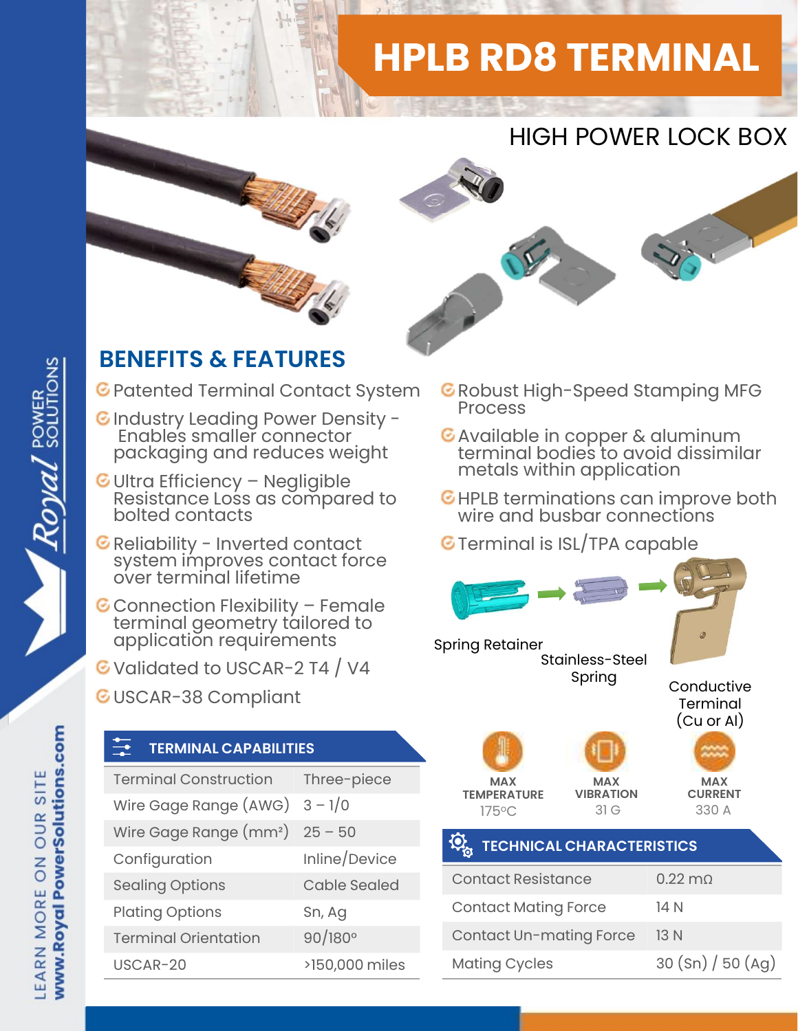# HPLB RD8 TERMINAL

## HIGH POWER LOCK BOX

## BENEFITS & FEATURES

- Patented Terminal Contact System
- Industry Leading Power Density - Enables smaller connector packaging and reduces weight
- Ultra Efficiency – Negligible Resistance Loss as compared to bolted contacts
- Reliability - Inverted contact system improves contact force over terminal lifetime
- Connection Flexibility – Female terminal geometry tailored to application requirements
- Validated to USCAR-2 T4 / V4
- USCAR-38 Compliant
- Robust High-Speed Stamping MFG Process
- Available in copper & aluminum terminal bodies to avoid dissimilar metals within application
- HPLB terminations can improve both wire and busbar connections
- Terminal is ISL/TPA capable

Spring Retainer

Stainless-Steel Spring

Conductive Terminal (Cu or Al)

### TERMINAL CAPABILITIES

| Terminal Construction | Three-piece |
|---|---|
| Wire Gage Range (AWG) | 3 – 1/0 |
| Wire Gage Range (mm²) | 25 – 50 |
| Configuration | Inline/Device |
| Sealing Options | Cable Sealed |
| Plating Options | Sn, Ag |
| Terminal Orientation | 90/180° |
| USCAR-20 | >150,000 miles |

**MAX TEMPERATURE** 175°C

**MAX VIBRATION** 31 G

**MAX CURRENT** 330 A

### TECHNICAL CHARACTERISTICS

| Contact Resistance | 0.22 mΩ |
|---|---|
| Contact Mating Force | 14 N |
| Contact Un-mating Force | 13 N |
| Mating Cycles | 30 (Sn) / 50 (Ag) |

Royal POWER SOLUTIONS

LEARN MORE ON OUR SITE **www.RoyalPowerSolutions.com**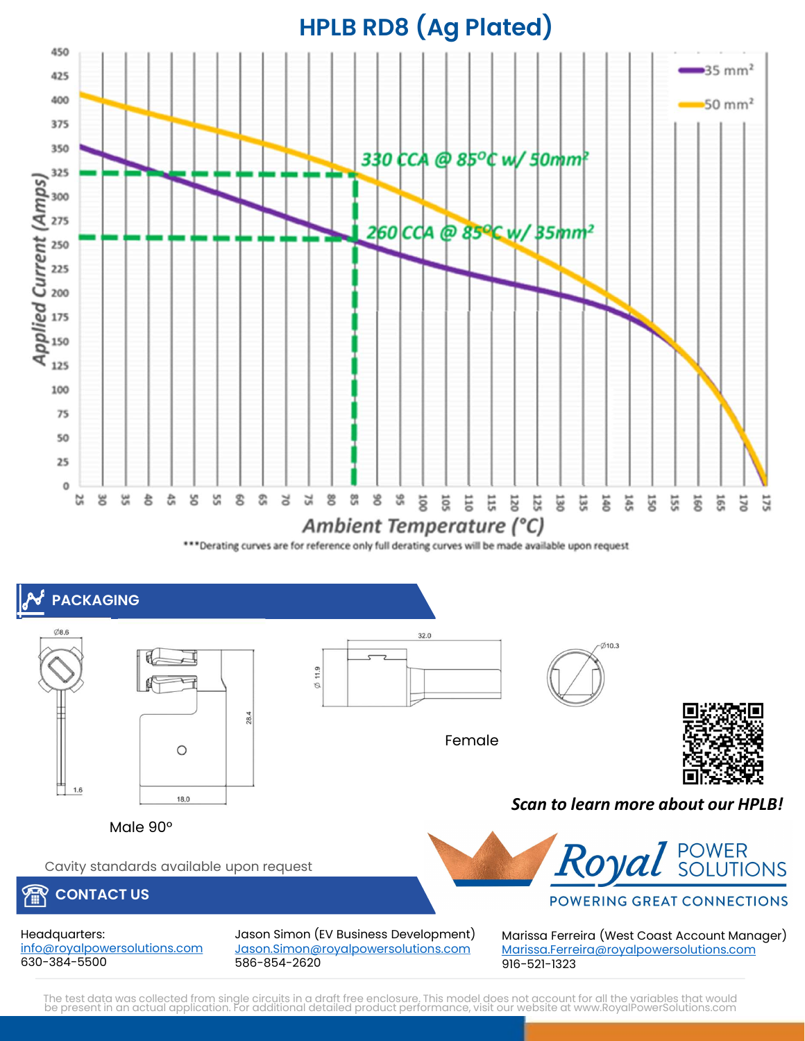# HPLB RD8 (Ag Plated)

Applied Current (Amps)

450
425
400
375
350
325
300
275
250
225
200
175
150
125
100
75
50
25
0

35 mm²
50 mm²

330 CCA @ 85°C w/ 50mm²

260 CCA @ 85°C w/ 35mm²

25 30 35 40 45 50 55 60 65 70 75 80 85 90 95 100 105 110 115 120 125 130 135 140 145 150 155 160 165 170 175

Ambient Temperature (°C)

***Derating curves are for reference only full derating curves will be made available upon request

## PACKAGING

Ø8.6

1.6

28.4

18.0

Male 90°

32.0

Ø 11.9

Ø10.3

Female

*Scan to learn more about our HPLB!*

Cavity standards available upon request

Royal POWER SOLUTIONS

POWERING GREAT CONNECTIONS

## CONTACT US

Headquarters:
info@royalpowersolutions.com
630-384-5500

Jason Simon (EV Business Development)
Jason.Simon@royalpowersolutions.com
586-854-2620

Marissa Ferreira (West Coast Account Manager)
Marissa.Ferreira@royalpowersolutions.com
916-521-1323

The test data was collected from single circuits in a draft free enclosure. This model does not account for all the variables that would be present in an actual application. For additional detailed product performance, visit our website at www.RoyalPowerSolutions.com